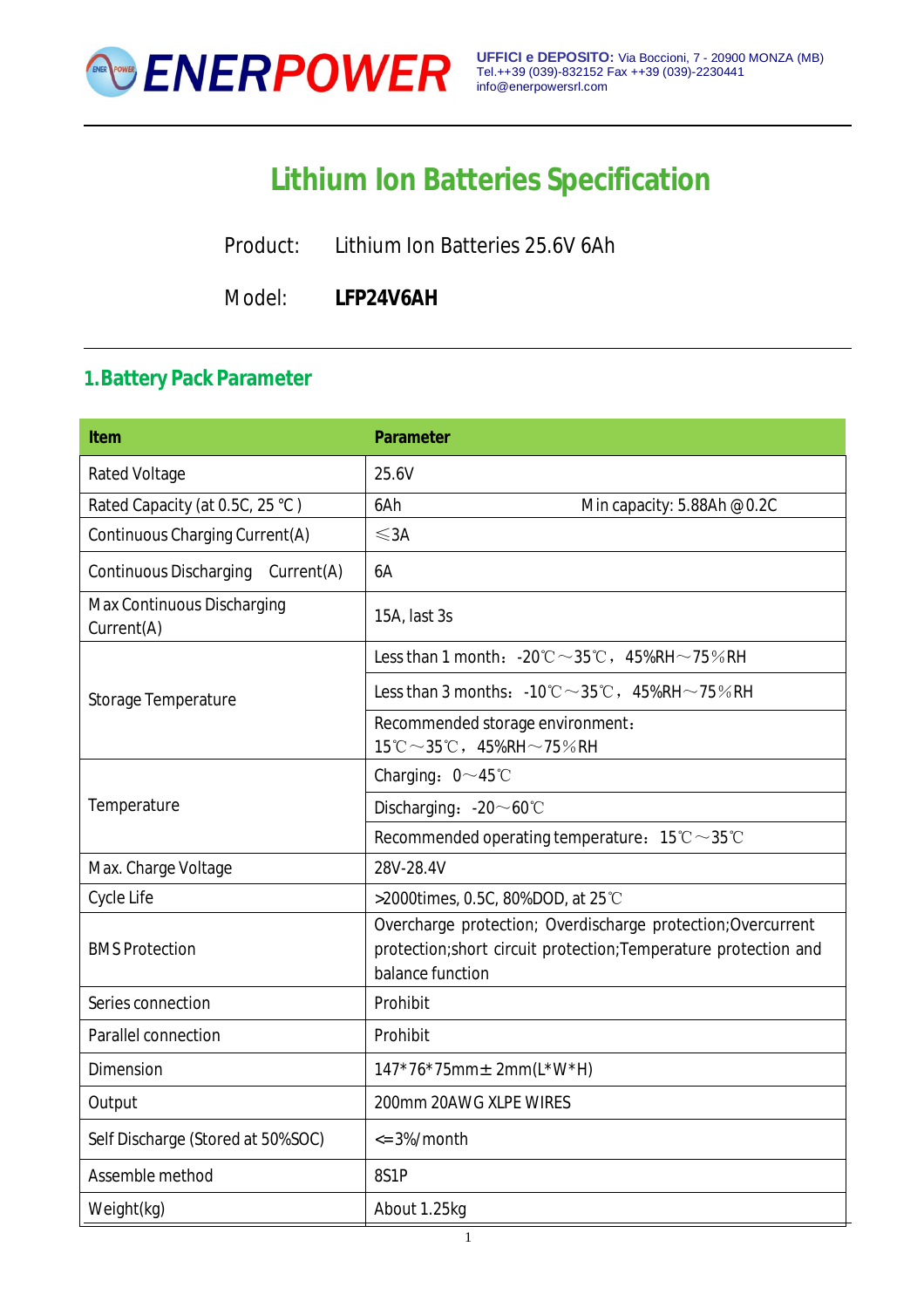ENERPOWER

**UFFICI e DEPOSITO:** Via Boccioni, 7 - 20900 MONZA (MB)
Tel.++39 (039)-832152 Fax ++39 (039)-2230441
info@enerpowersrl.com

# Lithium Ion Batteries Specification

Product: Lithium Ion Batteries 25.6V 6Ah

Model: **LFP24V6AH**

## 1. Battery Pack Parameter

| Item | Parameter |
|---|---|
| Rated Voltage | 25.6V |
| Rated Capacity (at 0.5C, 25 °C ) | 6Ah Min capacity: 5.88Ah @0.2C |
| Continuous Charging Current(A) | ≤3A |
| Continuous Discharging Current(A) | 6A |
| Max Continuous Discharging Current(A) | 15A, last 3s |
| Storage Temperature | Less than 1 month：-20℃～35℃，45%RH～75%RH |
| | Less than 3 months：-10℃～35℃，45%RH～75%RH |
| | Recommended storage environment：15℃～35℃，45%RH～75%RH |
| Temperature | Charging：0～45℃ |
| | Discharging：-20～60℃ |
| | Recommended operating temperature：15℃～35℃ |
| Max. Charge Voltage | 28V-28.4V |
| Cycle Life | >2000times, 0.5C, 80%DOD, at 25℃ |
| BMS Protection | Overcharge protection; Overdischarge protection;Overcurrent protection;short circuit protection;Temperature protection and balance function |
| Series connection | Prohibit |
| Parallel connection | Prohibit |
| Dimension | 147*76*75mm± 2mm(L*W*H) |
| Output | 200mm 20AWG XLPE WIRES |
| Self Discharge (Stored at 50%SOC) | <=3%/month |
| Assemble method | 8S1P |
| Weight(kg) | About 1.25kg |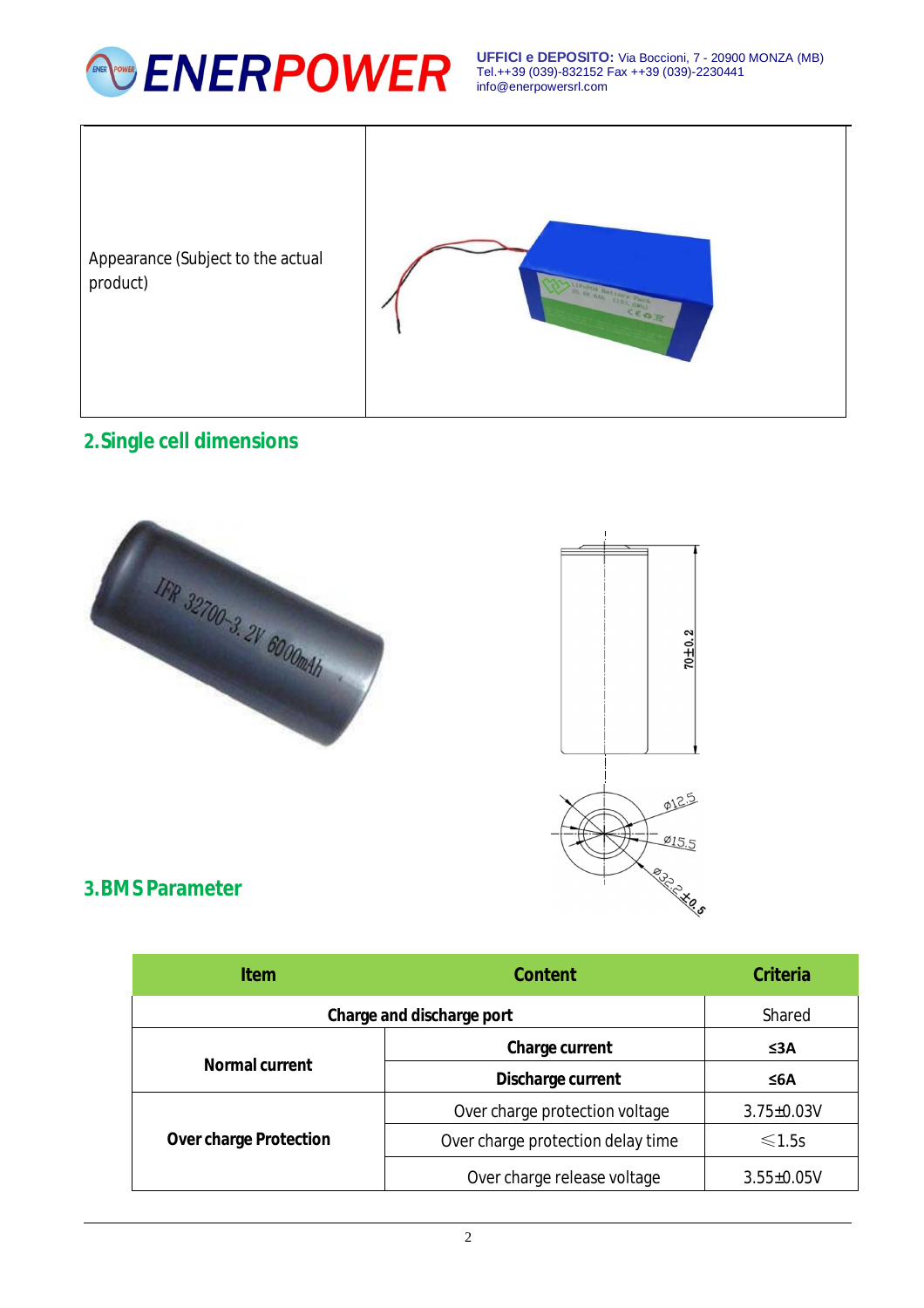| Appearance (Subject to the actual product) | |
|---|---|

## 2.Single cell dimensions

## 3.BMS Parameter

| Item | Content | Criteria |
|---|---|---|
| **Charge and discharge port** | | Shared |
| **Normal current** | **Charge current** | **≤3A** |
| | **Discharge current** | **≤6A** |
| **Over charge Protection** | Over charge protection voltage | 3.75±0.03V |
| | Over charge protection delay time | ≤1.5s |
| | Over charge release voltage | 3.55±0.05V |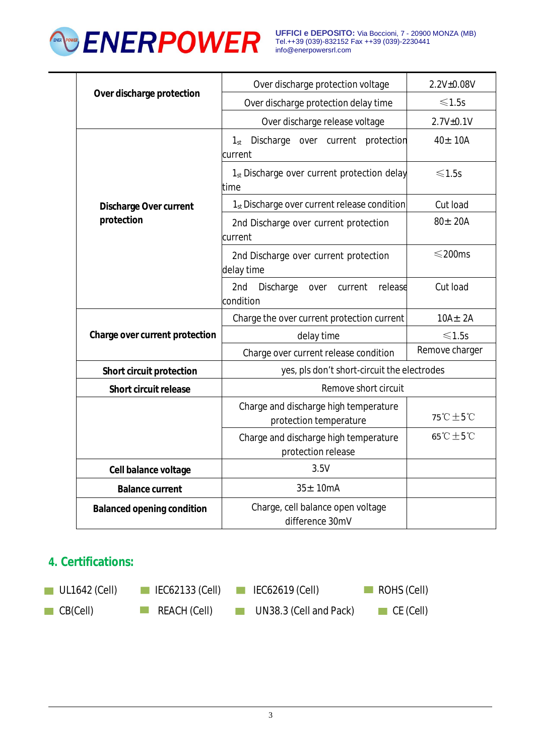| | | |
|---|---|---|
| **Over discharge protection** | Over discharge protection voltage | 2.2V±0.08V |
| | Over discharge protection delay time | ≤1.5s |
| | Over discharge release voltage | 2.7V±0.1V |
| **Discharge Over current protection** | $1_{st}$ Discharge over current protection current | 40± 10A |
| | $1_{st}$ Discharge over current protection delay time | ≤1.5s |
| | $1_{st}$ Discharge over current release condition | Cut load |
| | 2nd Discharge over current protection current | 80± 20A |
| | 2nd Discharge over current protection delay time | ≤200ms |
| | 2nd Discharge over current release condition | Cut load |
| **Charge over current protection** | Charge the over current protection current | 10A± 2A |
| | delay time | ≤1.5s |
| | Charge over current release condition | Remove charger |
| **Short circuit protection** | yes, pls don't short-circuit the electrodes | |
| **Short circuit release** | Remove short circuit | |
| | Charge and discharge high temperature protection temperature | 75℃±5℃ |
| | Charge and discharge high temperature protection release | 65℃±5℃ |
| **Cell balance voltage** | 3.5V | |
| **Balance current** | 35± 10mA | |
| **Balanced opening condition** | Charge, cell balance open voltage difference 30mV | |

## 4. Certifications:

- UL1642 (Cell)
- IEC62133 (Cell)
- IEC62619 (Cell)
- ROHS (Cell)
- CB(Cell)
- REACH (Cell)
- UN38.3 (Cell and Pack)
- CE (Cell)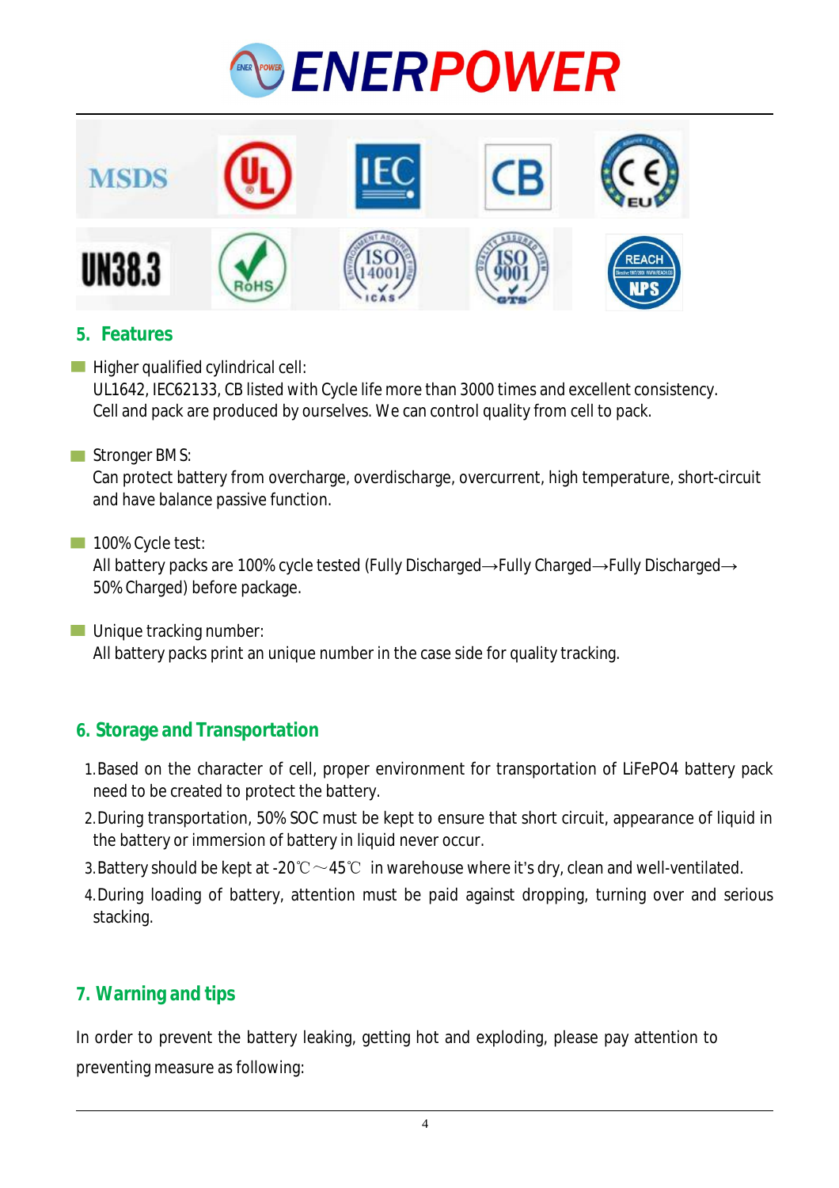## 5. Features

- Higher qualified cylindrical cell:
  UL1642, IEC62133, CB listed with Cycle life more than 3000 times and excellent consistency.
  Cell and pack are produced by ourselves. We can control quality from cell to pack.

- Stronger BMS:
  Can protect battery from overcharge, overdischarge, overcurrent, high temperature, short-circuit and have balance passive function.

- 100% Cycle test:
  All battery packs are 100% cycle tested (Fully Discharged→Fully Charged→Fully Discharged→50% Charged) before package.

- Unique tracking number:
  All battery packs print an unique number in the case side for quality tracking.

## 6. Storage and Transportation

1. Based on the character of cell, proper environment for transportation of LiFePO4 battery pack need to be created to protect the battery.
2. During transportation, 50% SOC must be kept to ensure that short circuit, appearance of liquid in the battery or immersion of battery in liquid never occur.
3. Battery should be kept at -20℃～45℃ in warehouse where it's dry, clean and well-ventilated.
4. During loading of battery, attention must be paid against dropping, turning over and serious stacking.

## 7. Warning and tips

In order to prevent the battery leaking, getting hot and exploding, please pay attention to preventing measure as following: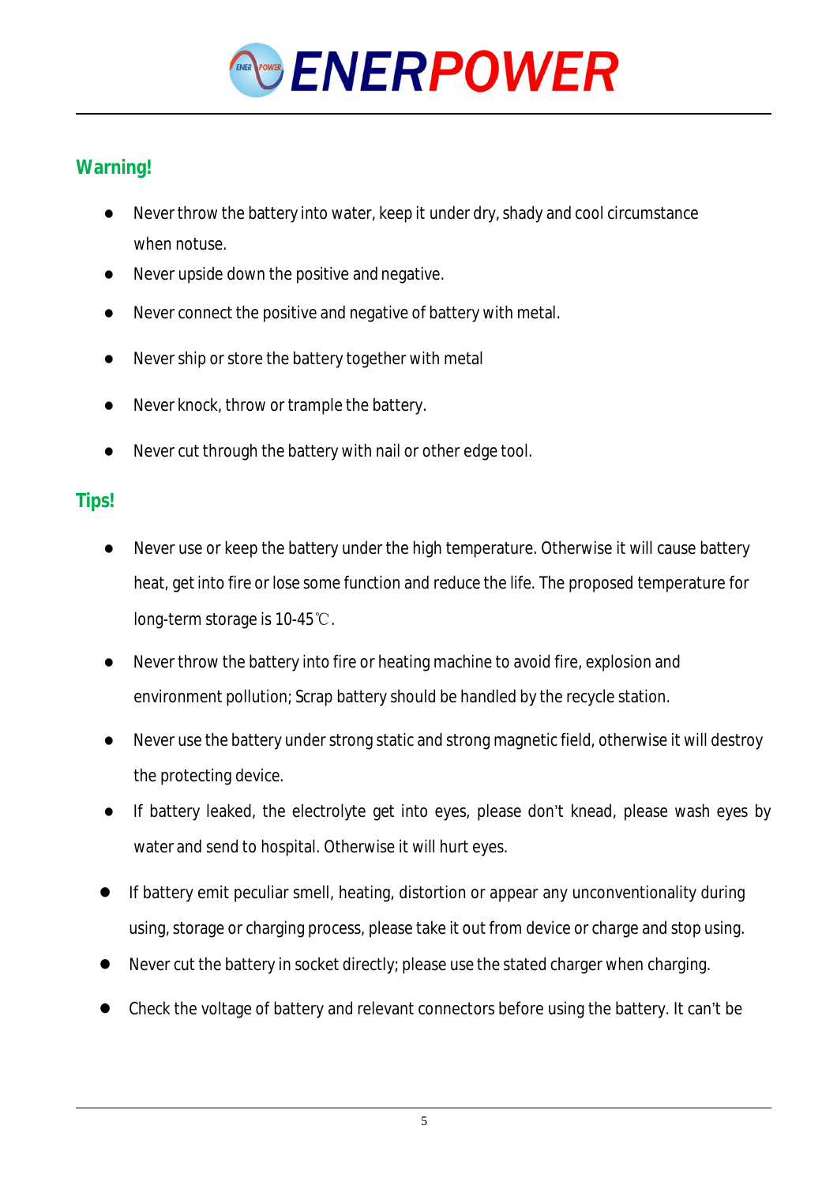## Warning!

- Never throw the battery into water, keep it under dry, shady and cool circumstance when notuse.
- Never upside down the positive and negative.
- Never connect the positive and negative of battery with metal.
- Never ship or store the battery together with metal
- Never knock, throw or trample the battery.
- Never cut through the battery with nail or other edge tool.

## Tips!

- Never use or keep the battery under the high temperature. Otherwise it will cause battery heat, get into fire or lose some function and reduce the life. The proposed temperature for long-term storage is 10-45℃.
- Never throw the battery into fire or heating machine to avoid fire, explosion and environment pollution; Scrap battery should be handled by the recycle station.
- Never use the battery under strong static and strong magnetic field, otherwise it will destroy the protecting device.
- If battery leaked, the electrolyte get into eyes, please don't knead, please wash eyes by water and send to hospital. Otherwise it will hurt eyes.
- If battery emit peculiar smell, heating, distortion or appear any unconventionality during using, storage or charging process, please take it out from device or charge and stop using.
- Never cut the battery in socket directly; please use the stated charger when charging.
- Check the voltage of battery and relevant connectors before using the battery. It can't be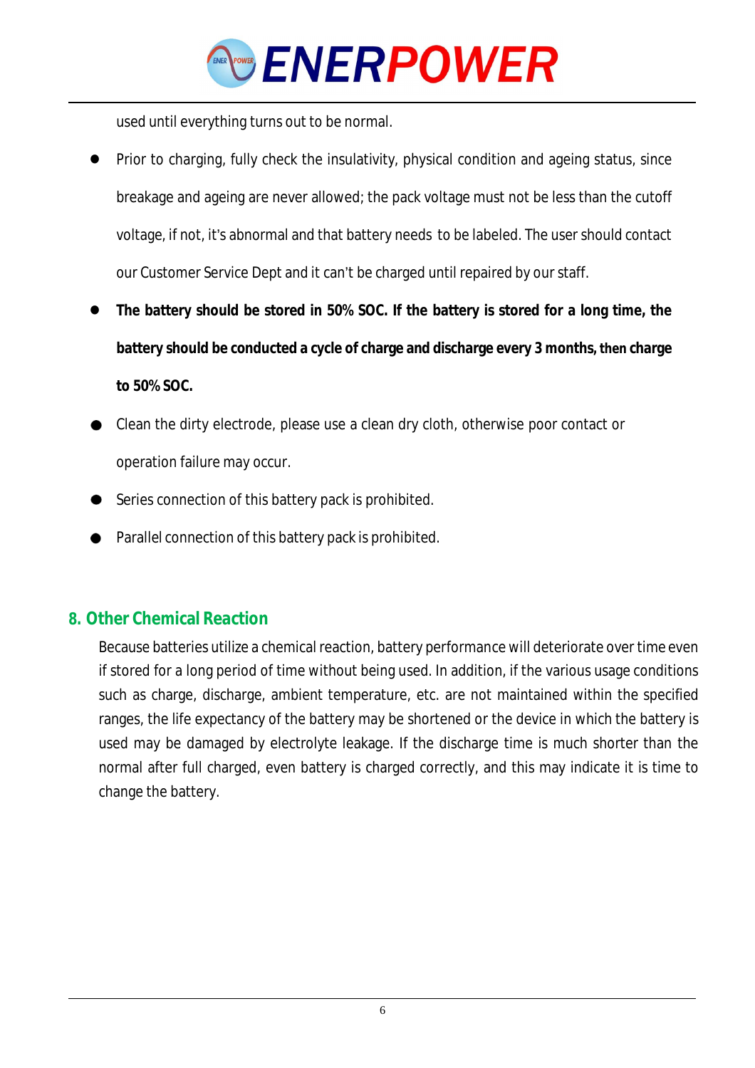used until everything turns out to be normal.

- Prior to charging, fully check the insulativity, physical condition and ageing status, since breakage and ageing are never allowed; the pack voltage must not be less than the cutoff voltage, if not, it's abnormal and that battery needs to be labeled. The user should contact our Customer Service Dept and it can't be charged until repaired by our staff.
- **The battery should be stored in 50% SOC. If the battery is stored for a long time, the battery should be conducted a cycle of charge and discharge every 3 months, then charge to 50% SOC.**
- Clean the dirty electrode, please use a clean dry cloth, otherwise poor contact or operation failure may occur.
- Series connection of this battery pack is prohibited.
- Parallel connection of this battery pack is prohibited.

## 8. Other Chemical Reaction

Because batteries utilize a chemical reaction, battery performance will deteriorate over time even if stored for a long period of time without being used. In addition, if the various usage conditions such as charge, discharge, ambient temperature, etc. are not maintained within the specified ranges, the life expectancy of the battery may be shortened or the device in which the battery is used may be damaged by electrolyte leakage. If the discharge time is much shorter than the normal after full charged, even battery is charged correctly, and this may indicate it is time to change the battery.